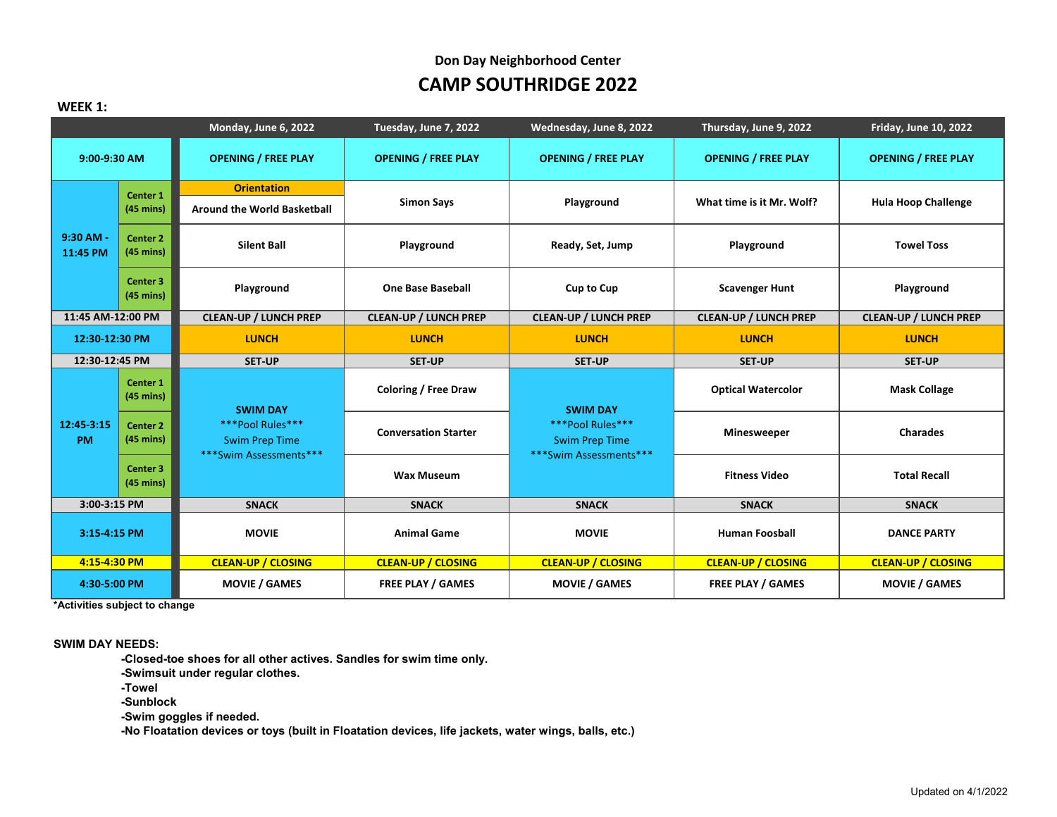Don Day Neighborhood Center

# CAMP SOUTHRIDGE 2022

**WEEK 1:**

| | | Monday, June 6, 2022 | Tuesday, June 7, 2022 | Wednesday, June 8, 2022 | Thursday, June 9, 2022 | Friday, June 10, 2022 |
|---|---|---|---|---|---|---|
| 9:00-9:30 AM | | OPENING / FREE PLAY | OPENING / FREE PLAY | OPENING / FREE PLAY | OPENING / FREE PLAY | OPENING / FREE PLAY |
| 9:30 AM - 11:45 PM | Center 1 (45 mins) | Orientation<br>Around the World Basketball | Simon Says | Playground | What time is it Mr. Wolf? | Hula Hoop Challenge |
| | Center 2 (45 mins) | Silent Ball | Playground | Ready, Set, Jump | Playground | Towel Toss |
| | Center 3 (45 mins) | Playground | One Base Baseball | Cup to Cup | Scavenger Hunt | Playground |
| 11:45 AM-12:00 PM | | CLEAN-UP / LUNCH PREP | CLEAN-UP / LUNCH PREP | CLEAN-UP / LUNCH PREP | CLEAN-UP / LUNCH PREP | CLEAN-UP / LUNCH PREP |
| 12:30-12:30 PM | | LUNCH | LUNCH | LUNCH | LUNCH | LUNCH |
| 12:30-12:45 PM | | SET-UP | SET-UP | SET-UP | SET-UP | SET-UP |
| 12:45-3:15 PM | Center 1 (45 mins) | SWIM DAY<br>\*\*\*Pool Rules\*\*\*<br>Swim Prep Time<br>\*\*\*Swim Assessments\*\*\* | Coloring / Free Draw | SWIM DAY<br>\*\*\*Pool Rules\*\*\*<br>Swim Prep Time<br>\*\*\*Swim Assessments\*\*\* | Optical Watercolor | Mask Collage |
| | Center 2 (45 mins) | | Conversation Starter | | Minesweeper | Charades |
| | Center 3 (45 mins) | | Wax Museum | | Fitness Video | Total Recall |
| 3:00-3:15 PM | | SNACK | SNACK | SNACK | SNACK | SNACK |
| 3:15-4:15 PM | | MOVIE | Animal Game | MOVIE | Human Foosball | DANCE PARTY |
| 4:15-4:30 PM | | CLEAN-UP / CLOSING | CLEAN-UP / CLOSING | CLEAN-UP / CLOSING | CLEAN-UP / CLOSING | CLEAN-UP / CLOSING |
| 4:30-5:00 PM | | MOVIE / GAMES | FREE PLAY / GAMES | MOVIE / GAMES | FREE PLAY / GAMES | MOVIE / GAMES |

*Activities subject to change

**SWIM DAY NEEDS:**

- Closed-toe shoes for all other actives. Sandles for swim time only.
- Swimsuit under regular clothes.
- Towel
- Sunblock
- Swim goggles if needed.
- No Floatation devices or toys (built in Floatation devices, life jackets, water wings, balls, etc.)

Updated on 4/1/2022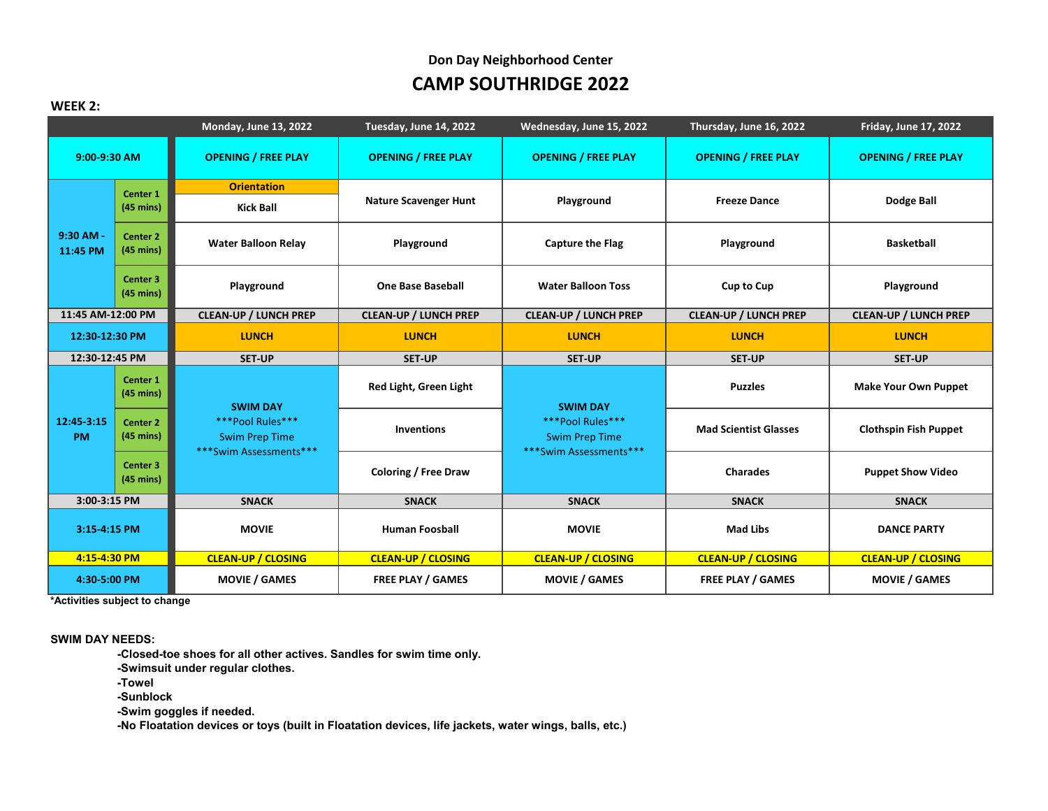Don Day Neighborhood Center

# CAMP SOUTHRIDGE 2022

**WEEK 2:**

| | | Monday, June 13, 2022 | Tuesday, June 14, 2022 | Wednesday, June 15, 2022 | Thursday, June 16, 2022 | Friday, June 17, 2022 |
|---|---|---|---|---|---|---|
| 9:00-9:30 AM | | OPENING / FREE PLAY | OPENING / FREE PLAY | OPENING / FREE PLAY | OPENING / FREE PLAY | OPENING / FREE PLAY |
| 9:30 AM - 11:45 PM | Center 1 (45 mins) | Orientation<br>Kick Ball | Nature Scavenger Hunt | Playground | Freeze Dance | Dodge Ball |
| | Center 2 (45 mins) | Water Balloon Relay | Playground | Capture the Flag | Playground | Basketball |
| | Center 3 (45 mins) | Playground | One Base Baseball | Water Balloon Toss | Cup to Cup | Playground |
| 11:45 AM-12:00 PM | | CLEAN-UP / LUNCH PREP | CLEAN-UP / LUNCH PREP | CLEAN-UP / LUNCH PREP | CLEAN-UP / LUNCH PREP | CLEAN-UP / LUNCH PREP |
| 12:30-12:30 PM | | LUNCH | LUNCH | LUNCH | LUNCH | LUNCH |
| 12:30-12:45 PM | | SET-UP | SET-UP | SET-UP | SET-UP | SET-UP |
| 12:45-3:15 PM | Center 1 (45 mins) | SWIM DAY<br>***Pool Rules***<br>Swim Prep Time<br>***Swim Assessments*** | Red Light, Green Light | SWIM DAY<br>***Pool Rules***<br>Swim Prep Time<br>***Swim Assessments*** | Puzzles | Make Your Own Puppet |
| | Center 2 (45 mins) | | Inventions | | Mad Scientist Glasses | Clothspin Fish Puppet |
| | Center 3 (45 mins) | | Coloring / Free Draw | | Charades | Puppet Show Video |
| 3:00-3:15 PM | | SNACK | SNACK | SNACK | SNACK | SNACK |
| 3:15-4:15 PM | | MOVIE | Human Foosball | MOVIE | Mad Libs | DANCE PARTY |
| 4:15-4:30 PM | | CLEAN-UP / CLOSING | CLEAN-UP / CLOSING | CLEAN-UP / CLOSING | CLEAN-UP / CLOSING | CLEAN-UP / CLOSING |
| 4:30-5:00 PM | | MOVIE / GAMES | FREE PLAY / GAMES | MOVIE / GAMES | FREE PLAY / GAMES | MOVIE / GAMES |

*Activities subject to change

**SWIM DAY NEEDS:**

- **Closed-toe shoes for all other actives. Sandles for swim time only.**
- **Swimsuit under regular clothes.**
- **Towel**
- **Sunblock**
- **Swim goggles if needed.**
- **No Floatation devices or toys (built in Floatation devices, life jackets, water wings, balls, etc.)**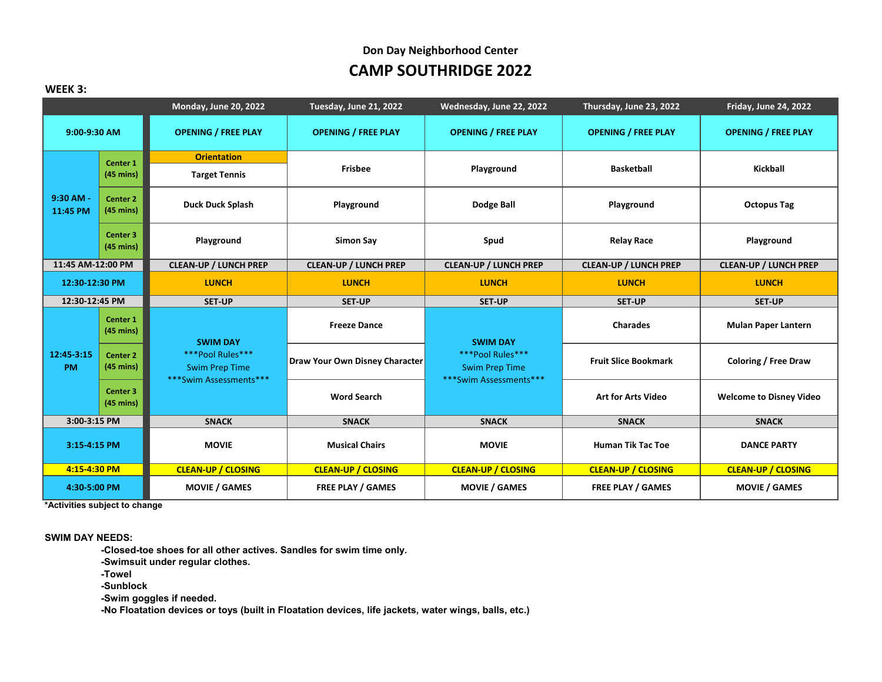Don Day Neighborhood Center

# CAMP SOUTHRIDGE 2022

**WEEK 3:**

| | | Monday, June 20, 2022 | Tuesday, June 21, 2022 | Wednesday, June 22, 2022 | Thursday, June 23, 2022 | Friday, June 24, 2022 |
|---|---|---|---|---|---|---|
| 9:00-9:30 AM | | OPENING / FREE PLAY | OPENING / FREE PLAY | OPENING / FREE PLAY | OPENING / FREE PLAY | OPENING / FREE PLAY |
| 9:30 AM - 11:45 PM | Center 1 (45 mins) | Orientation<br>Target Tennis | Frisbee | Playground | Basketball | Kickball |
| | Center 2 (45 mins) | Duck Duck Splash | Playground | Dodge Ball | Playground | Octopus Tag |
| | Center 3 (45 mins) | Playground | Simon Say | Spud | Relay Race | Playground |
| 11:45 AM-12:00 PM | | CLEAN-UP / LUNCH PREP | CLEAN-UP / LUNCH PREP | CLEAN-UP / LUNCH PREP | CLEAN-UP / LUNCH PREP | CLEAN-UP / LUNCH PREP |
| 12:30-12:30 PM | | LUNCH | LUNCH | LUNCH | LUNCH | LUNCH |
| 12:30-12:45 PM | | SET-UP | SET-UP | SET-UP | SET-UP | SET-UP |
| 12:45-3:15 PM | Center 1 (45 mins) | SWIM DAY<br>***Pool Rules***<br>Swim Prep Time<br>***Swim Assessments*** | Freeze Dance | SWIM DAY<br>***Pool Rules***<br>Swim Prep Time<br>***Swim Assessments*** | Charades | Mulan Paper Lantern |
| | Center 2 (45 mins) | | Draw Your Own Disney Character | | Fruit Slice Bookmark | Coloring / Free Draw |
| | Center 3 (45 mins) | | Word Search | | Art for Arts Video | Welcome to Disney Video |
| 3:00-3:15 PM | | SNACK | SNACK | SNACK | SNACK | SNACK |
| 3:15-4:15 PM | | MOVIE | Musical Chairs | MOVIE | Human Tik Tac Toe | DANCE PARTY |
| 4:15-4:30 PM | | CLEAN-UP / CLOSING | CLEAN-UP / CLOSING | CLEAN-UP / CLOSING | CLEAN-UP / CLOSING | CLEAN-UP / CLOSING |
| 4:30-5:00 PM | | MOVIE / GAMES | FREE PLAY / GAMES | MOVIE / GAMES | FREE PLAY / GAMES | MOVIE / GAMES |

*Activities subject to change

**SWIM DAY NEEDS:**

- Closed-toe shoes for all other actives. Sandles for swim time only.
- Swimsuit under regular clothes.
- Towel
- Sunblock
- Swim goggles if needed.
- No Floatation devices or toys (built in Floatation devices, life jackets, water wings, balls, etc.)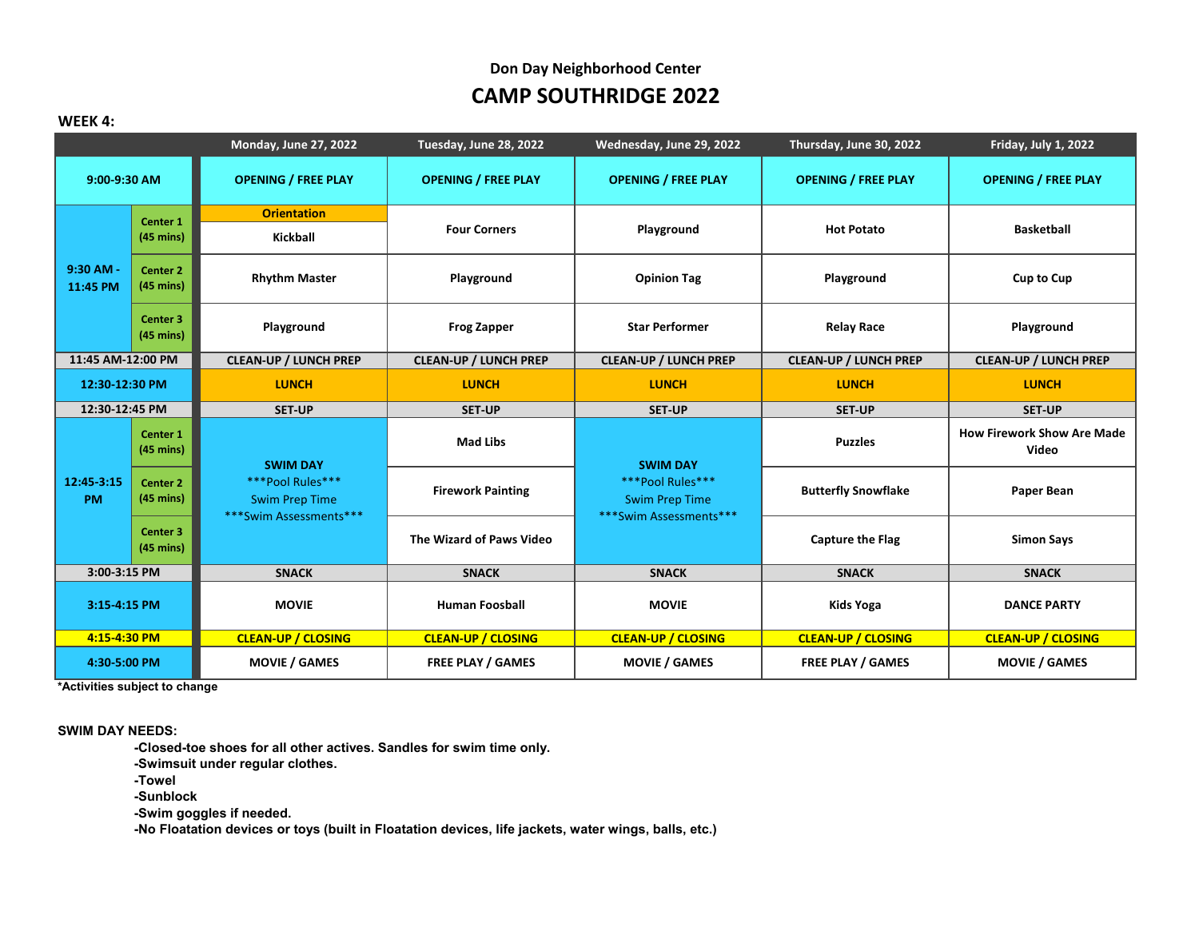Don Day Neighborhood Center

# CAMP SOUTHRIDGE 2022

**WEEK 4:**

| | | Monday, June 27, 2022 | Tuesday, June 28, 2022 | Wednesday, June 29, 2022 | Thursday, June 30, 2022 | Friday, July 1, 2022 |
|---|---|---|---|---|---|---|
| 9:00-9:30 AM | | OPENING / FREE PLAY | OPENING / FREE PLAY | OPENING / FREE PLAY | OPENING / FREE PLAY | OPENING / FREE PLAY |
| 9:30 AM - 11:45 PM | Center 1 (45 mins) | Orientation<br>Kickball | Four Corners | Playground | Hot Potato | Basketball |
| | Center 2 (45 mins) | Rhythm Master | Playground | Opinion Tag | Playground | Cup to Cup |
| | Center 3 (45 mins) | Playground | Frog Zapper | Star Performer | Relay Race | Playground |
| 11:45 AM-12:00 PM | | CLEAN-UP / LUNCH PREP | CLEAN-UP / LUNCH PREP | CLEAN-UP / LUNCH PREP | CLEAN-UP / LUNCH PREP | CLEAN-UP / LUNCH PREP |
| 12:30-12:30 PM | | LUNCH | LUNCH | LUNCH | LUNCH | LUNCH |
| 12:30-12:45 PM | | SET-UP | SET-UP | SET-UP | SET-UP | SET-UP |
| 12:45-3:15 PM | Center 1 (45 mins) | SWIM DAY<br>***Pool Rules***<br>Swim Prep Time<br>***Swim Assessments*** | Mad Libs | SWIM DAY<br>***Pool Rules***<br>Swim Prep Time<br>***Swim Assessments*** | Puzzles | How Firework Show Are Made Video |
| | Center 2 (45 mins) | | Firework Painting | | Butterfly Snowflake | Paper Bean |
| | Center 3 (45 mins) | | The Wizard of Paws Video | | Capture the Flag | Simon Says |
| 3:00-3:15 PM | | SNACK | SNACK | SNACK | SNACK | SNACK |
| 3:15-4:15 PM | | MOVIE | Human Foosball | MOVIE | Kids Yoga | DANCE PARTY |
| 4:15-4:30 PM | | CLEAN-UP / CLOSING | CLEAN-UP / CLOSING | CLEAN-UP / CLOSING | CLEAN-UP / CLOSING | CLEAN-UP / CLOSING |
| 4:30-5:00 PM | | MOVIE / GAMES | FREE PLAY / GAMES | MOVIE / GAMES | FREE PLAY / GAMES | MOVIE / GAMES |

*Activities subject to change

**SWIM DAY NEEDS:**

- **-Closed-toe shoes for all other actives. Sandles for swim time only.**
- **-Swimsuit under regular clothes.**
- **-Towel**
- **-Sunblock**
- **-Swim goggles if needed.**
- **-No Floatation devices or toys (built in Floatation devices, life jackets, water wings, balls, etc.)**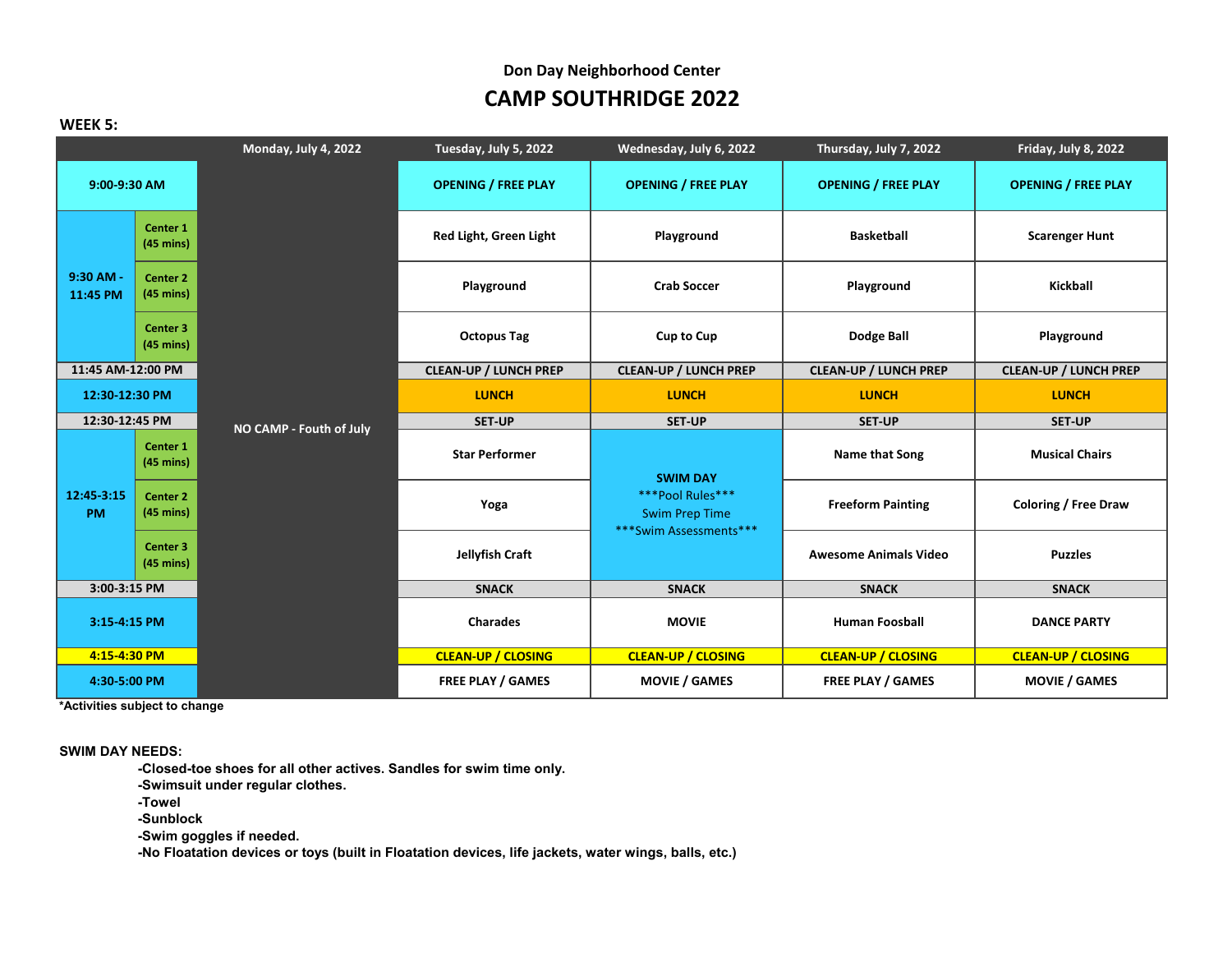## Don Day Neighborhood Center

# CAMP SOUTHRIDGE 2022

**WEEK 5:**

| | | Monday, July 4, 2022 | Tuesday, July 5, 2022 | Wednesday, July 6, 2022 | Thursday, July 7, 2022 | Friday, July 8, 2022 |
|---|---|---|---|---|---|---|
| 9:00-9:30 AM | | NO CAMP - Fouth of July | OPENING / FREE PLAY | OPENING / FREE PLAY | OPENING / FREE PLAY | OPENING / FREE PLAY |
| 9:30 AM - 11:45 PM | Center 1 (45 mins) | | Red Light, Green Light | Playground | Basketball | Scarenger Hunt |
| | Center 2 (45 mins) | | Playground | Crab Soccer | Playground | Kickball |
| | Center 3 (45 mins) | | Octopus Tag | Cup to Cup | Dodge Ball | Playground |
| 11:45 AM-12:00 PM | | | CLEAN-UP / LUNCH PREP | CLEAN-UP / LUNCH PREP | CLEAN-UP / LUNCH PREP | CLEAN-UP / LUNCH PREP |
| 12:30-12:30 PM | | | LUNCH | LUNCH | LUNCH | LUNCH |
| 12:30-12:45 PM | | | SET-UP | SET-UP | SET-UP | SET-UP |
| 12:45-3:15 PM | Center 1 (45 mins) | | Star Performer | SWIM DAY ***Pool Rules*** Swim Prep Time ***Swim Assessments*** | Name that Song | Musical Chairs |
| | Center 2 (45 mins) | | Yoga | | Freeform Painting | Coloring / Free Draw |
| | Center 3 (45 mins) | | Jellyfish Craft | | Awesome Animals Video | Puzzles |
| 3:00-3:15 PM | | | SNACK | SNACK | SNACK | SNACK |
| 3:15-4:15 PM | | | Charades | MOVIE | Human Foosball | DANCE PARTY |
| 4:15-4:30 PM | | | CLEAN-UP / CLOSING | CLEAN-UP / CLOSING | CLEAN-UP / CLOSING | CLEAN-UP / CLOSING |
| 4:30-5:00 PM | | | FREE PLAY / GAMES | MOVIE / GAMES | FREE PLAY / GAMES | MOVIE / GAMES |

*Activities subject to change

**SWIM DAY NEEDS:**

- **Closed-toe shoes for all other actives. Sandles for swim time only.**
- **Swimsuit under regular clothes.**
- **Towel**
- **Sunblock**
- **Swim goggles if needed.**
- **No Floatation devices or toys (built in Floatation devices, life jackets, water wings, balls, etc.)**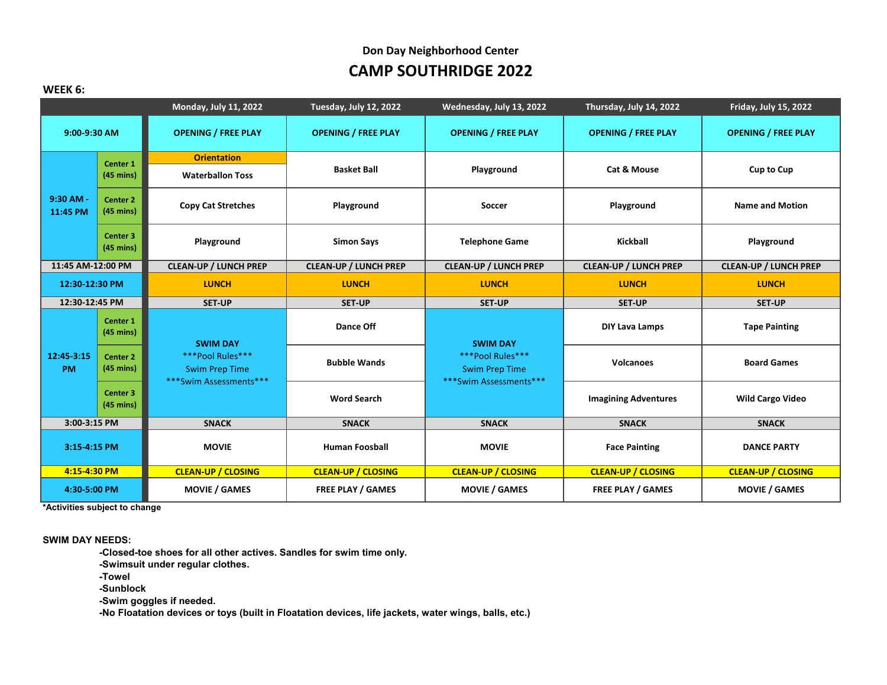Don Day Neighborhood Center

# CAMP SOUTHRIDGE 2022

**WEEK 6:**

| | | Monday, July 11, 2022 | Tuesday, July 12, 2022 | Wednesday, July 13, 2022 | Thursday, July 14, 2022 | Friday, July 15, 2022 |
|---|---|---|---|---|---|---|
| 9:00-9:30 AM | | OPENING / FREE PLAY | OPENING / FREE PLAY | OPENING / FREE PLAY | OPENING / FREE PLAY | OPENING / FREE PLAY |
| 9:30 AM - 11:45 PM | Center 1 (45 mins) | Orientation<br>Waterballon Toss | Basket Ball | Playground | Cat & Mouse | Cup to Cup |
| | Center 2 (45 mins) | Copy Cat Stretches | Playground | Soccer | Playground | Name and Motion |
| | Center 3 (45 mins) | Playground | Simon Says | Telephone Game | Kickball | Playground |
| 11:45 AM-12:00 PM | | CLEAN-UP / LUNCH PREP | CLEAN-UP / LUNCH PREP | CLEAN-UP / LUNCH PREP | CLEAN-UP / LUNCH PREP | CLEAN-UP / LUNCH PREP |
| 12:30-12:30 PM | | LUNCH | LUNCH | LUNCH | LUNCH | LUNCH |
| 12:30-12:45 PM | | SET-UP | SET-UP | SET-UP | SET-UP | SET-UP |
| 12:45-3:15 PM | Center 1 (45 mins) | SWIM DAY<br>***Pool Rules***<br>Swim Prep Time<br>***Swim Assessments*** | Dance Off | SWIM DAY<br>***Pool Rules***<br>Swim Prep Time<br>***Swim Assessments*** | DIY Lava Lamps | Tape Painting |
| | Center 2 (45 mins) | | Bubble Wands | | Volcanoes | Board Games |
| | Center 3 (45 mins) | | Word Search | | Imagining Adventures | Wild Cargo Video |
| 3:00-3:15 PM | | SNACK | SNACK | SNACK | SNACK | SNACK |
| 3:15-4:15 PM | | MOVIE | Human Foosball | MOVIE | Face Painting | DANCE PARTY |
| 4:15-4:30 PM | | CLEAN-UP / CLOSING | CLEAN-UP / CLOSING | CLEAN-UP / CLOSING | CLEAN-UP / CLOSING | CLEAN-UP / CLOSING |
| 4:30-5:00 PM | | MOVIE / GAMES | FREE PLAY / GAMES | MOVIE / GAMES | FREE PLAY / GAMES | MOVIE / GAMES |

*Activities subject to change

**SWIM DAY NEEDS:**

- Closed-toe shoes for all other actives. Sandles for swim time only.
- Swimsuit under regular clothes.
- Towel
- Sunblock
- Swim goggles if needed.
- No Floatation devices or toys (built in Floatation devices, life jackets, water wings, balls, etc.)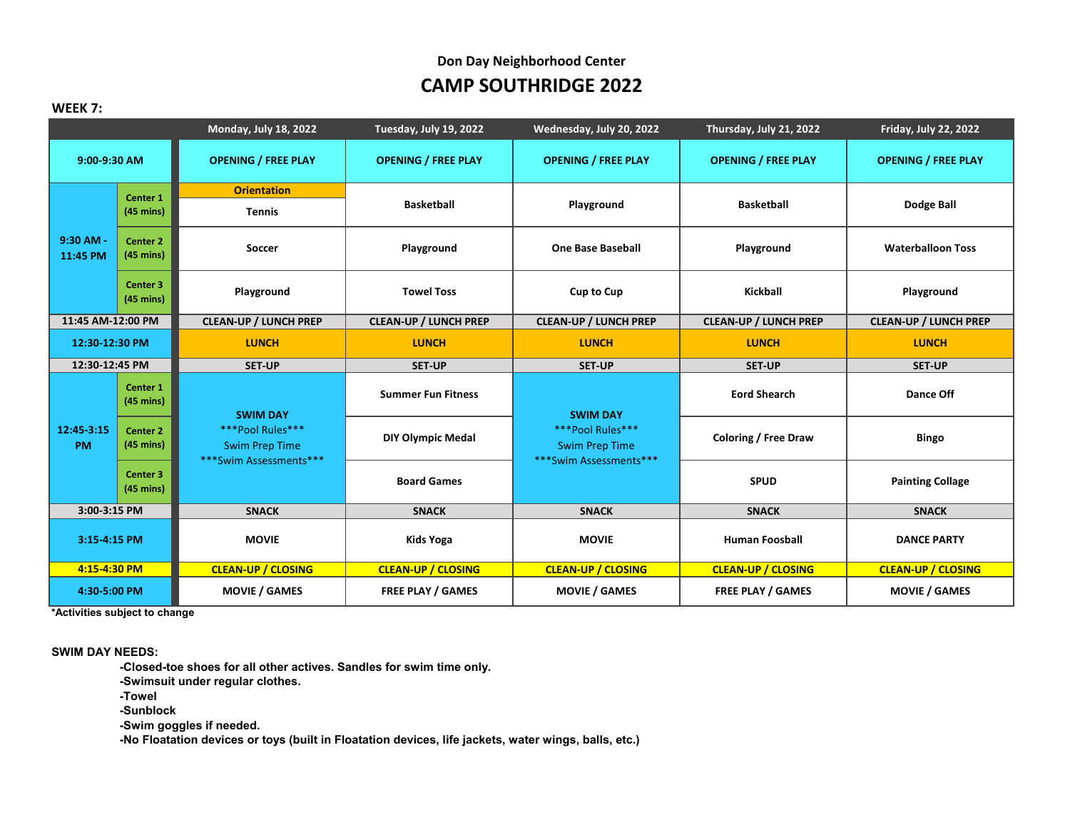### Don Day Neighborhood Center

# CAMP SOUTHRIDGE 2022

**WEEK 7:**

| | | Monday, July 18, 2022 | Tuesday, July 19, 2022 | Wednesday, July 20, 2022 | Thursday, July 21, 2022 | Friday, July 22, 2022 |
|---|---|---|---|---|---|---|
| 9:00-9:30 AM | | OPENING / FREE PLAY | OPENING / FREE PLAY | OPENING / FREE PLAY | OPENING / FREE PLAY | OPENING / FREE PLAY |
| 9:30 AM - 11:45 PM | Center 1 (45 mins) | Orientation<br>Tennis | Basketball | Playground | Basketball | Dodge Ball |
| | Center 2 (45 mins) | Soccer | Playground | One Base Baseball | Playground | Waterballoon Toss |
| | Center 3 (45 mins) | Playground | Towel Toss | Cup to Cup | Kickball | Playground |
| 11:45 AM-12:00 PM | | CLEAN-UP / LUNCH PREP | CLEAN-UP / LUNCH PREP | CLEAN-UP / LUNCH PREP | CLEAN-UP / LUNCH PREP | CLEAN-UP / LUNCH PREP |
| 12:30-12:30 PM | | LUNCH | LUNCH | LUNCH | LUNCH | LUNCH |
| 12:30-12:45 PM | | SET-UP | SET-UP | SET-UP | SET-UP | SET-UP |
| 12:45-3:15 PM | Center 1 (45 mins) | SWIM DAY<br>***Pool Rules***<br>Swim Prep Time<br>***Swim Assessments*** | Summer Fun Fitness | SWIM DAY<br>***Pool Rules***<br>Swim Prep Time<br>***Swim Assessments*** | Eord Shearch | Dance Off |
| | Center 2 (45 mins) | | DIY Olympic Medal | | Coloring / Free Draw | Bingo |
| | Center 3 (45 mins) | | Board Games | | SPUD | Painting Collage |
| 3:00-3:15 PM | | SNACK | SNACK | SNACK | SNACK | SNACK |
| 3:15-4:15 PM | | MOVIE | Kids Yoga | MOVIE | Human Foosball | DANCE PARTY |
| 4:15-4:30 PM | | CLEAN-UP / CLOSING | CLEAN-UP / CLOSING | CLEAN-UP / CLOSING | CLEAN-UP / CLOSING | CLEAN-UP / CLOSING |
| 4:30-5:00 PM | | MOVIE / GAMES | FREE PLAY / GAMES | MOVIE / GAMES | FREE PLAY / GAMES | MOVIE / GAMES |

***Activities subject to change**

**SWIM DAY NEEDS:**

**-Closed-toe shoes for all other actives. Sandles for swim time only.**
**-Swimsuit under regular clothes.**
**-Towel**
**-Sunblock**
**-Swim goggles if needed.**
**-No Floatation devices or toys (built in Floatation devices, life jackets, water wings, balls, etc.)**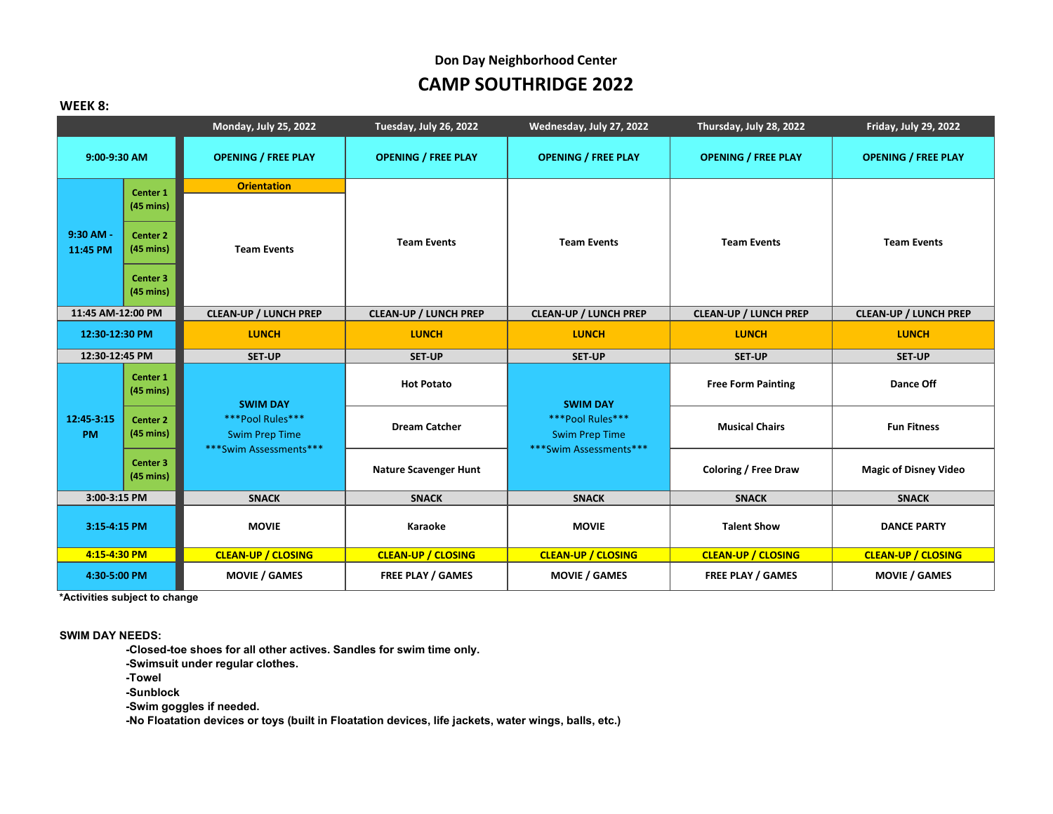Don Day Neighborhood Center

# CAMP SOUTHRIDGE 2022

**WEEK 8:**

| | | Monday, July 25, 2022 | Tuesday, July 26, 2022 | Wednesday, July 27, 2022 | Thursday, July 28, 2022 | Friday, July 29, 2022 |
|---|---|---|---|---|---|---|
| 9:00-9:30 AM | | OPENING / FREE PLAY | OPENING / FREE PLAY | OPENING / FREE PLAY | OPENING / FREE PLAY | OPENING / FREE PLAY |
| 9:30 AM - 11:45 PM | Center 1 (45 mins) | Orientation | Team Events | Team Events | Team Events | Team Events |
| | Center 2 (45 mins) | Team Events | | | | |
| | Center 3 (45 mins) | | | | | |
| 11:45 AM-12:00 PM | | CLEAN-UP / LUNCH PREP | CLEAN-UP / LUNCH PREP | CLEAN-UP / LUNCH PREP | CLEAN-UP / LUNCH PREP | CLEAN-UP / LUNCH PREP |
| 12:30-12:30 PM | | LUNCH | LUNCH | LUNCH | LUNCH | LUNCH |
| 12:30-12:45 PM | | SET-UP | SET-UP | SET-UP | SET-UP | SET-UP |
| 12:45-3:15 PM | Center 1 (45 mins) | SWIM DAY ***Pool Rules*** Swim Prep Time ***Swim Assessments*** | Hot Potato | SWIM DAY ***Pool Rules*** Swim Prep Time ***Swim Assessments*** | Free Form Painting | Dance Off |
| | Center 2 (45 mins) | | Dream Catcher | | Musical Chairs | Fun Fitness |
| | Center 3 (45 mins) | | Nature Scavenger Hunt | | Coloring / Free Draw | Magic of Disney Video |
| 3:00-3:15 PM | | SNACK | SNACK | SNACK | SNACK | SNACK |
| 3:15-4:15 PM | | MOVIE | Karaoke | MOVIE | Talent Show | DANCE PARTY |
| 4:15-4:30 PM | | CLEAN-UP / CLOSING | CLEAN-UP / CLOSING | CLEAN-UP / CLOSING | CLEAN-UP / CLOSING | CLEAN-UP / CLOSING |
| 4:30-5:00 PM | | MOVIE / GAMES | FREE PLAY / GAMES | MOVIE / GAMES | FREE PLAY / GAMES | MOVIE / GAMES |

*Activities subject to change

**SWIM DAY NEEDS:**

- **-Closed-toe shoes for all other actives. Sandles for swim time only.**
- **-Swimsuit under regular clothes.**
- **-Towel**
- **-Sunblock**
- **-Swim goggles if needed.**
- **-No Floatation devices or toys (built in Floatation devices, life jackets, water wings, balls, etc.)**